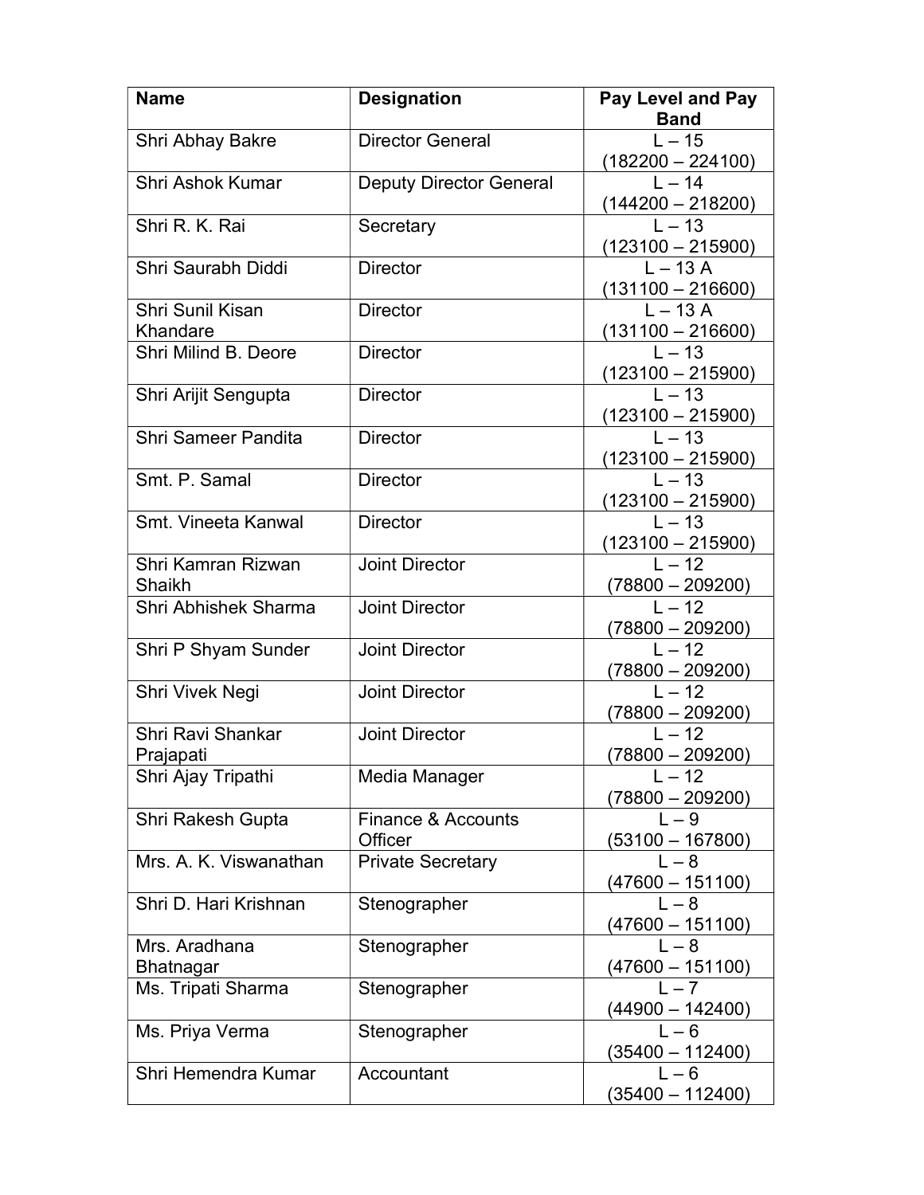| Name | Designation | Pay Level and Pay Band |
|---|---|---|
| Shri Abhay Bakre | Director General | L – 15 (182200 – 224100) |
| Shri Ashok Kumar | Deputy Director General | L – 14 (144200 – 218200) |
| Shri R. K. Rai | Secretary | L – 13 (123100 – 215900) |
| Shri Saurabh Diddi | Director | L – 13 A (131100 – 216600) |
| Shri Sunil Kisan Khandare | Director | L – 13 A (131100 – 216600) |
| Shri Milind B. Deore | Director | L – 13 (123100 – 215900) |
| Shri Arijit Sengupta | Director | L – 13 (123100 – 215900) |
| Shri Sameer Pandita | Director | L – 13 (123100 – 215900) |
| Smt. P. Samal | Director | L – 13 (123100 – 215900) |
| Smt. Vineeta Kanwal | Director | L – 13 (123100 – 215900) |
| Shri Kamran Rizwan Shaikh | Joint Director | L – 12 (78800 – 209200) |
| Shri Abhishek Sharma | Joint Director | L – 12 (78800 – 209200) |
| Shri P Shyam Sunder | Joint Director | L – 12 (78800 – 209200) |
| Shri Vivek Negi | Joint Director | L – 12 (78800 – 209200) |
| Shri Ravi Shankar Prajapati | Joint Director | L – 12 (78800 – 209200) |
| Shri Ajay Tripathi | Media Manager | L – 12 (78800 – 209200) |
| Shri Rakesh Gupta | Finance & Accounts Officer | L – 9 (53100 – 167800) |
| Mrs. A. K. Viswanathan | Private Secretary | L – 8 (47600 – 151100) |
| Shri D. Hari Krishnan | Stenographer | L – 8 (47600 – 151100) |
| Mrs. Aradhana Bhatnagar | Stenographer | L – 8 (47600 – 151100) |
| Ms. Tripati Sharma | Stenographer | L – 7 (44900 – 142400) |
| Ms. Priya Verma | Stenographer | L – 6 (35400 – 112400) |
| Shri Hemendra Kumar | Accountant | L – 6 (35400 – 112400) |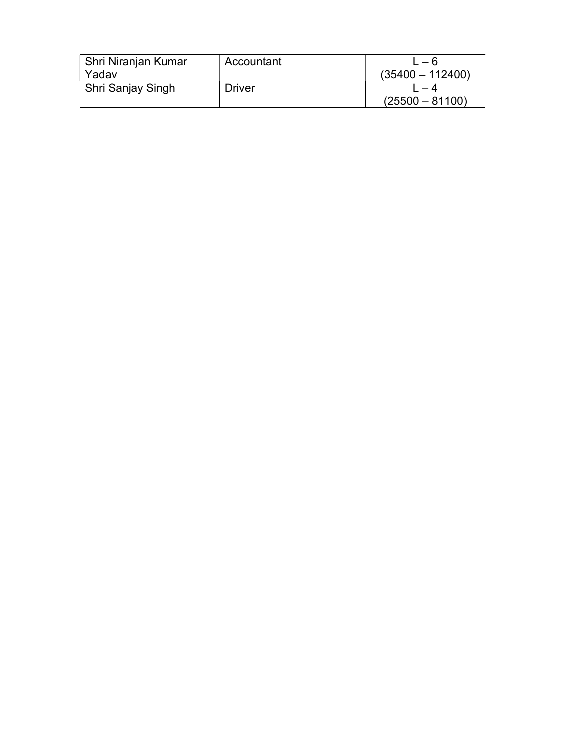| | | |
|---|---|---|
| Shri Niranjan Kumar Yadav | Accountant | L – 6 (35400 – 112400) |
| Shri Sanjay Singh | Driver | L – 4 (25500 – 81100) |